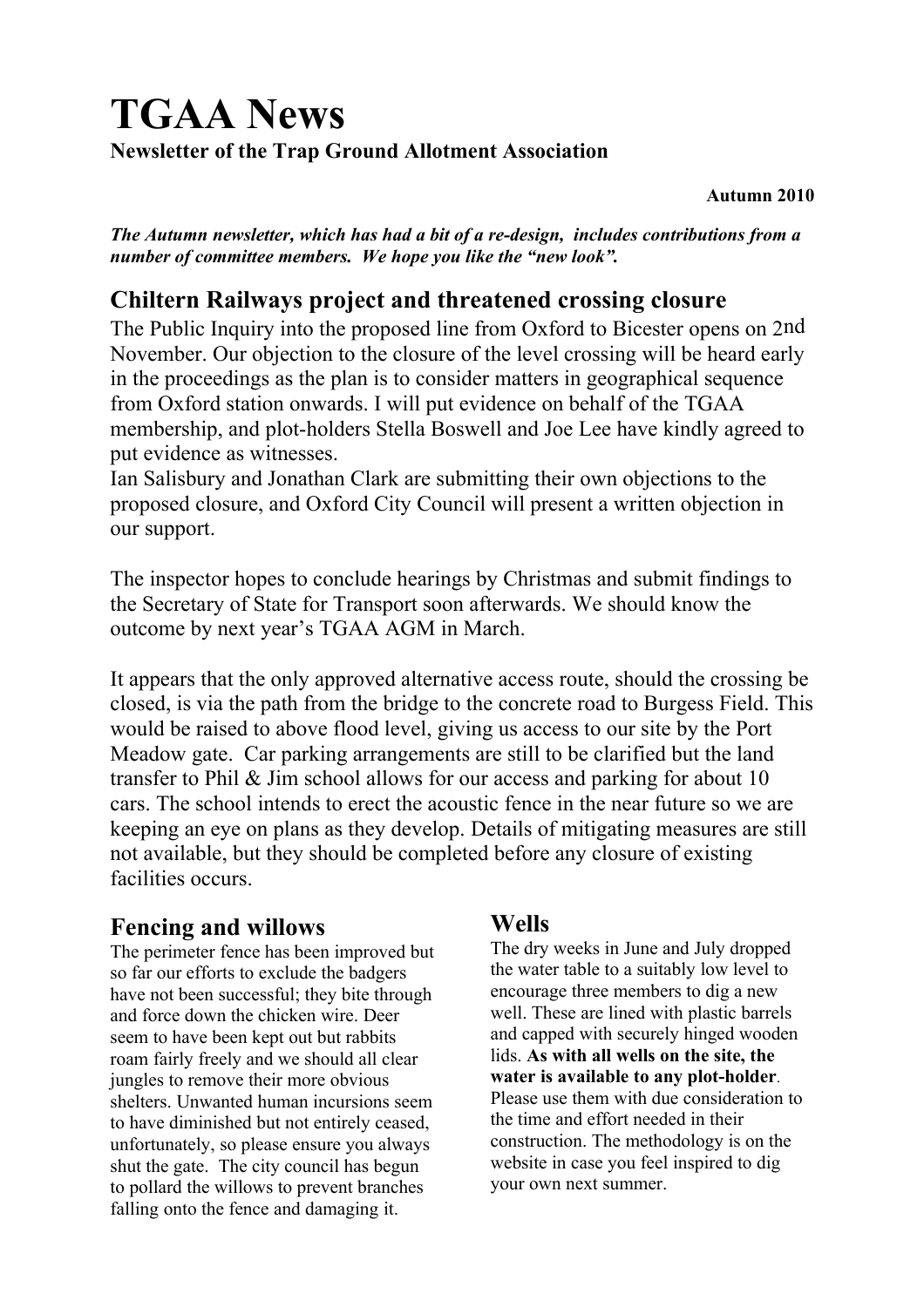# TGAA News

**Newsletter of the Trap Ground Allotment Association**

**Autumn 2010**

***The Autumn newsletter, which has had a bit of a re-design, includes contributions from a number of committee members. We hope you like the "new look".***

## Chiltern Railways project and threatened crossing closure

The Public Inquiry into the proposed line from Oxford to Bicester opens on 2nd November. Our objection to the closure of the level crossing will be heard early in the proceedings as the plan is to consider matters in geographical sequence from Oxford station onwards. I will put evidence on behalf of the TGAA membership, and plot-holders Stella Boswell and Joe Lee have kindly agreed to put evidence as witnesses.
Ian Salisbury and Jonathan Clark are submitting their own objections to the proposed closure, and Oxford City Council will present a written objection in our support.

The inspector hopes to conclude hearings by Christmas and submit findings to the Secretary of State for Transport soon afterwards. We should know the outcome by next year's TGAA AGM in March.

It appears that the only approved alternative access route, should the crossing be closed, is via the path from the bridge to the concrete road to Burgess Field. This would be raised to above flood level, giving us access to our site by the Port Meadow gate. Car parking arrangements are still to be clarified but the land transfer to Phil & Jim school allows for our access and parking for about 10 cars. The school intends to erect the acoustic fence in the near future so we are keeping an eye on plans as they develop. Details of mitigating measures are still not available, but they should be completed before any closure of existing facilities occurs.

## Fencing and willows

The perimeter fence has been improved but so far our efforts to exclude the badgers have not been successful; they bite through and force down the chicken wire. Deer seem to have been kept out but rabbits roam fairly freely and we should all clear jungles to remove their more obvious shelters. Unwanted human incursions seem to have diminished but not entirely ceased, unfortunately, so please ensure you always shut the gate. The city council has begun to pollard the willows to prevent branches falling onto the fence and damaging it.

## Wells

The dry weeks in June and July dropped the water table to a suitably low level to encourage three members to dig a new well. These are lined with plastic barrels and capped with securely hinged wooden lids. **As with all wells on the site, the water is available to any plot-holder**. Please use them with due consideration to the time and effort needed in their construction. The methodology is on the website in case you feel inspired to dig your own next summer.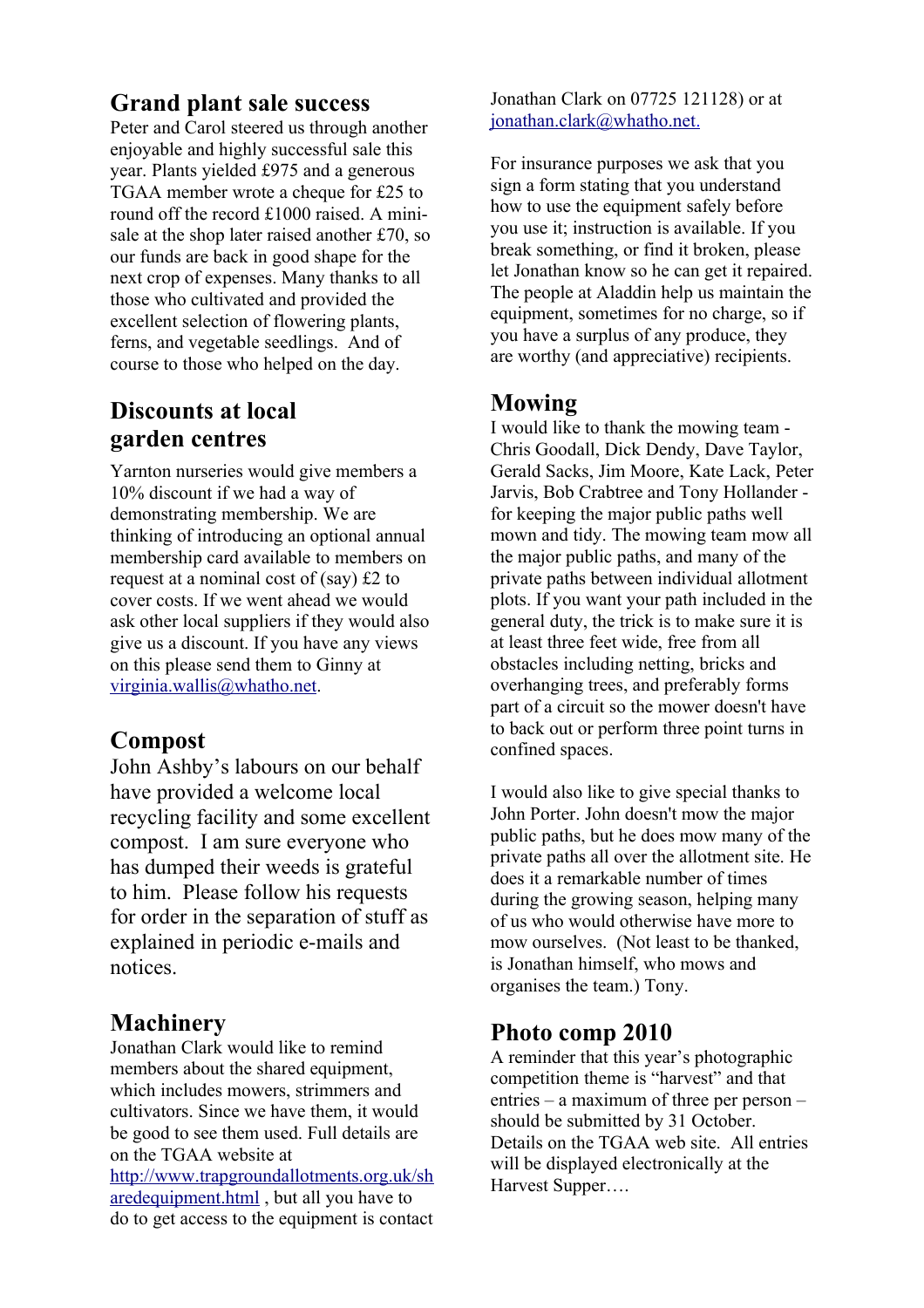## Grand plant sale success

Peter and Carol steered us through another enjoyable and highly successful sale this year. Plants yielded £975 and a generous TGAA member wrote a cheque for £25 to round off the record £1000 raised. A mini-sale at the shop later raised another £70, so our funds are back in good shape for the next crop of expenses. Many thanks to all those who cultivated and provided the excellent selection of flowering plants, ferns, and vegetable seedlings. And of course to those who helped on the day.

## Discounts at local garden centres

Yarnton nurseries would give members a 10% discount if we had a way of demonstrating membership. We are thinking of introducing an optional annual membership card available to members on request at a nominal cost of (say) £2 to cover costs. If we went ahead we would ask other local suppliers if they would also give us a discount. If you have any views on this please send them to Ginny at virginia.wallis@whatho.net.

## Compost

John Ashby's labours on our behalf have provided a welcome local recycling facility and some excellent compost. I am sure everyone who has dumped their weeds is grateful to him. Please follow his requests for order in the separation of stuff as explained in periodic e-mails and notices.

## Machinery

Jonathan Clark would like to remind members about the shared equipment, which includes mowers, strimmers and cultivators. Since we have them, it would be good to see them used. Full details are on the TGAA website at http://www.trapgroundallotments.org.uk/sharedequipment.html , but all you have to do to get access to the equipment is contact Jonathan Clark on 07725 121128) or at jonathan.clark@whatho.net.

For insurance purposes we ask that you sign a form stating that you understand how to use the equipment safely before you use it; instruction is available. If you break something, or find it broken, please let Jonathan know so he can get it repaired. The people at Aladdin help us maintain the equipment, sometimes for no charge, so if you have a surplus of any produce, they are worthy (and appreciative) recipients.

## Mowing

I would like to thank the mowing team - Chris Goodall, Dick Dendy, Dave Taylor, Gerald Sacks, Jim Moore, Kate Lack, Peter Jarvis, Bob Crabtree and Tony Hollander - for keeping the major public paths well mown and tidy. The mowing team mow all the major public paths, and many of the private paths between individual allotment plots. If you want your path included in the general duty, the trick is to make sure it is at least three feet wide, free from all obstacles including netting, bricks and overhanging trees, and preferably forms part of a circuit so the mower doesn't have to back out or perform three point turns in confined spaces.

I would also like to give special thanks to John Porter. John doesn't mow the major public paths, but he does mow many of the private paths all over the allotment site. He does it a remarkable number of times during the growing season, helping many of us who would otherwise have more to mow ourselves. (Not least to be thanked, is Jonathan himself, who mows and organises the team.) Tony.

## Photo comp 2010

A reminder that this year's photographic competition theme is "harvest" and that entries – a maximum of three per person – should be submitted by 31 October. Details on the TGAA web site. All entries will be displayed electronically at the Harvest Supper….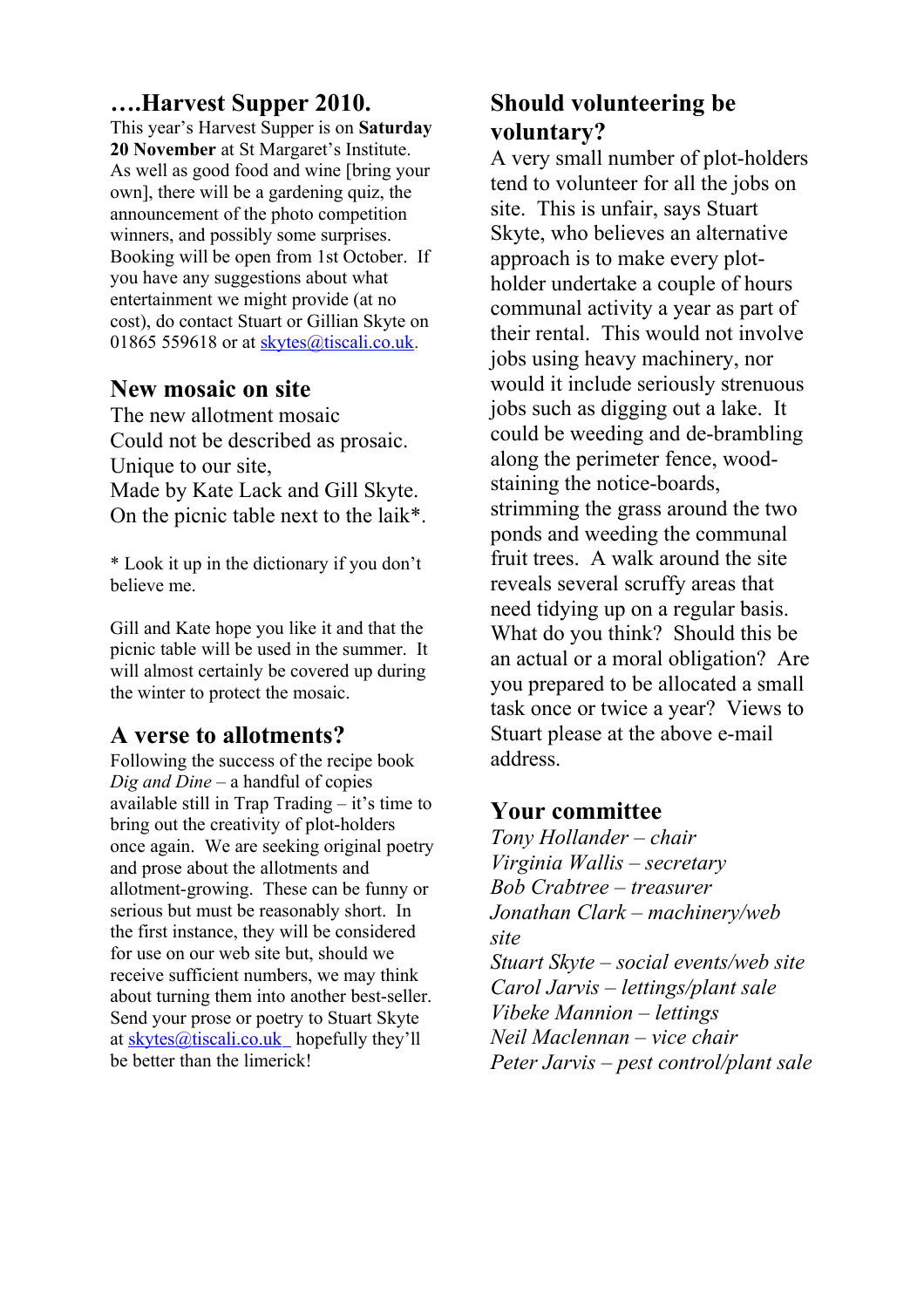## ….Harvest Supper 2010.

This year's Harvest Supper is on **Saturday 20 November** at St Margaret's Institute. As well as good food and wine [bring your own], there will be a gardening quiz, the announcement of the photo competition winners, and possibly some surprises. Booking will be open from 1st October. If you have any suggestions about what entertainment we might provide (at no cost), do contact Stuart or Gillian Skyte on 01865 559618 or at skytes@tiscali.co.uk.

## New mosaic on site

The new allotment mosaic
Could not be described as prosaic.
Unique to our site,
Made by Kate Lack and Gill Skyte.
On the picnic table next to the laik*.

* Look it up in the dictionary if you don't believe me.

Gill and Kate hope you like it and that the picnic table will be used in the summer. It will almost certainly be covered up during the winter to protect the mosaic.

## A verse to allotments?

Following the success of the recipe book *Dig and Dine* – a handful of copies available still in Trap Trading – it's time to bring out the creativity of plot-holders once again. We are seeking original poetry and prose about the allotments and allotment-growing. These can be funny or serious but must be reasonably short. In the first instance, they will be considered for use on our web site but, should we receive sufficient numbers, we may think about turning them into another best-seller. Send your prose or poetry to Stuart Skyte at skytes@tiscali.co.uk hopefully they'll be better than the limerick!

## Should volunteering be voluntary?

A very small number of plot-holders tend to volunteer for all the jobs on site. This is unfair, says Stuart Skyte, who believes an alternative approach is to make every plot-holder undertake a couple of hours communal activity a year as part of their rental. This would not involve jobs using heavy machinery, nor would it include seriously strenuous jobs such as digging out a lake. It could be weeding and de-brambling along the perimeter fence, wood-staining the notice-boards, strimming the grass around the two ponds and weeding the communal fruit trees. A walk around the site reveals several scruffy areas that need tidying up on a regular basis. What do you think? Should this be an actual or a moral obligation? Are you prepared to be allocated a small task once or twice a year? Views to Stuart please at the above e-mail address.

## Your committee

*Tony Hollander – chair*
*Virginia Wallis – secretary*
*Bob Crabtree – treasurer*
*Jonathan Clark – machinery/web site*
*Stuart Skyte – social events/web site*
*Carol Jarvis – lettings/plant sale*
*Vibeke Mannion – lettings*
*Neil Maclennan – vice chair*
*Peter Jarvis – pest control/plant sale*